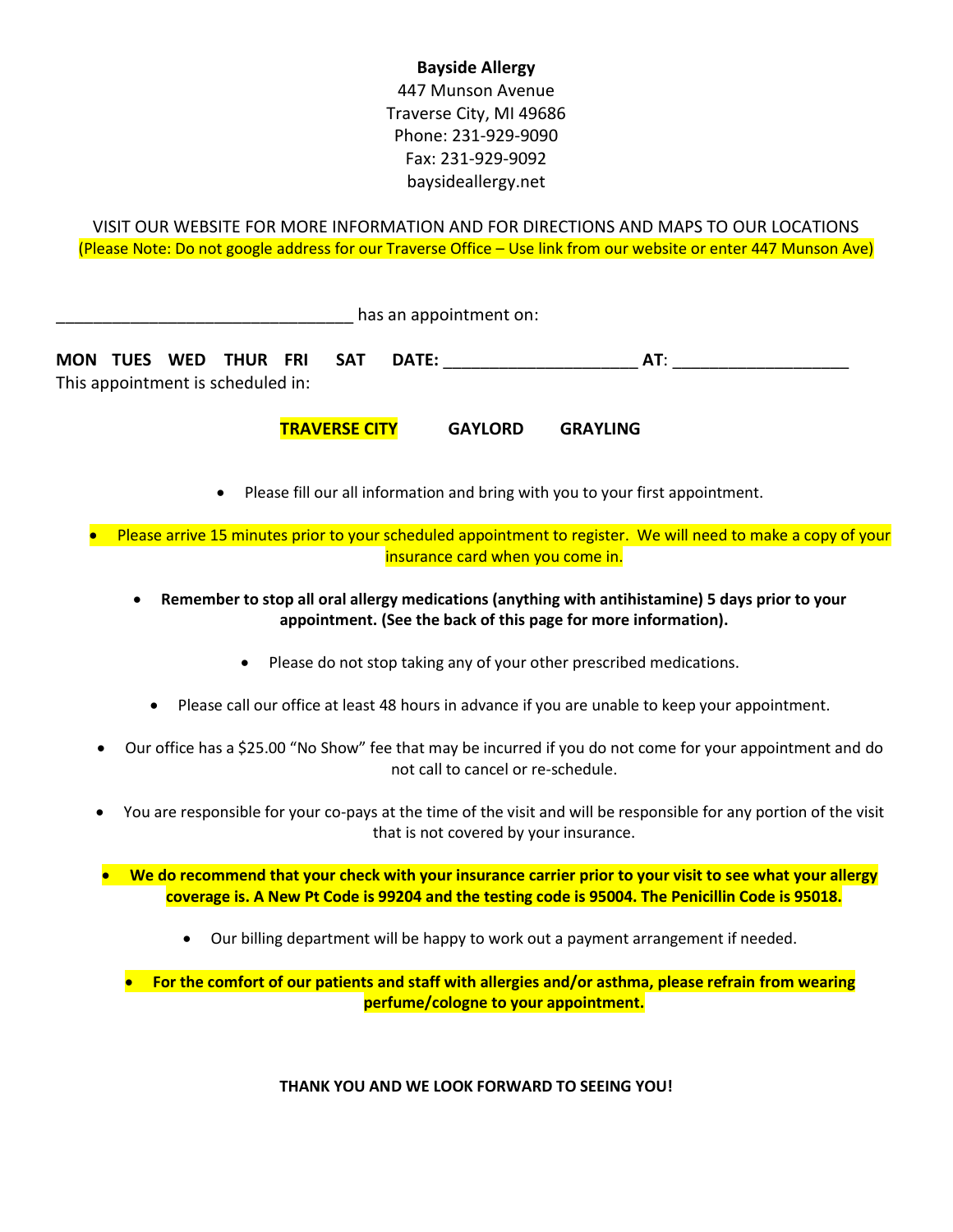**Bayside Allergy**
447 Munson Avenue
Traverse City, MI 49686
Phone: 231-929-9090
Fax: 231-929-9092
baysideallergy.net

VISIT OUR WEBSITE FOR MORE INFORMATION AND FOR DIRECTIONS AND MAPS TO OUR LOCATIONS
(Please Note: Do not google address for our Traverse Office – Use link from our website or enter 447 Munson Ave)

________________________________ has an appointment on:

**MON TUES WED THUR FRI SAT DATE:** ____________________ **AT**: ___________________
This appointment is scheduled in:

**TRAVERSE CITY** **GAYLORD** **GRAYLING**

- Please fill our all information and bring with you to your first appointment.
- Please arrive 15 minutes prior to your scheduled appointment to register. We will need to make a copy of your insurance card when you come in.
- **Remember to stop all oral allergy medications (anything with antihistamine) 5 days prior to your appointment. (See the back of this page for more information).**
- Please do not stop taking any of your other prescribed medications.
- Please call our office at least 48 hours in advance if you are unable to keep your appointment.
- Our office has a $25.00 "No Show" fee that may be incurred if you do not come for your appointment and do not call to cancel or re-schedule.
- You are responsible for your co-pays at the time of the visit and will be responsible for any portion of the visit that is not covered by your insurance.
- **We do recommend that your check with your insurance carrier prior to your visit to see what your allergy coverage is. A New Pt Code is 99204 and the testing code is 95004. The Penicillin Code is 95018.**
- Our billing department will be happy to work out a payment arrangement if needed.
- **For the comfort of our patients and staff with allergies and/or asthma, please refrain from wearing perfume/cologne to your appointment.**

**THANK YOU AND WE LOOK FORWARD TO SEEING YOU!**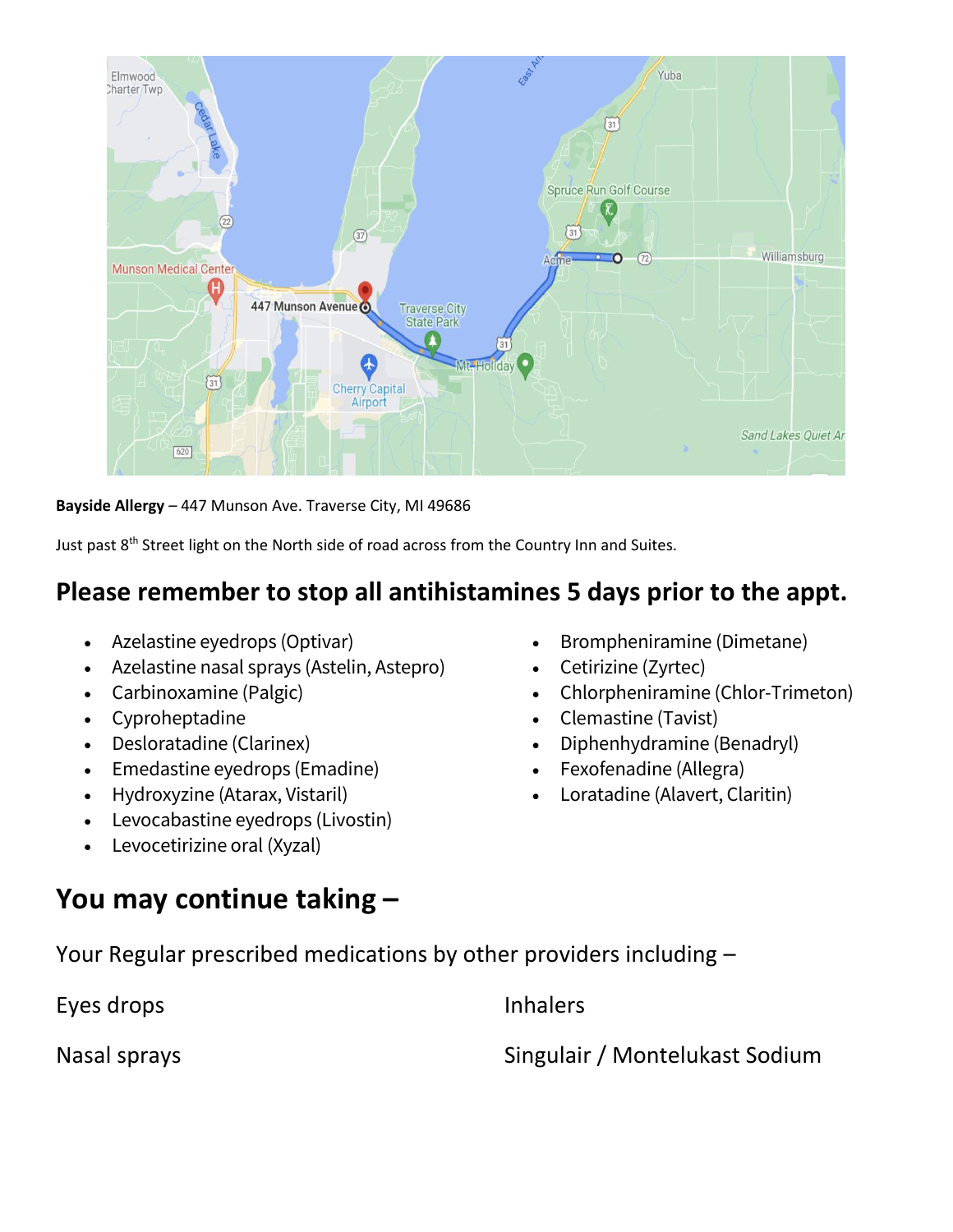**Bayside Allergy** – 447 Munson Ave. Traverse City, MI 49686

Just past 8th Street light on the North side of road across from the Country Inn and Suites.

## Please remember to stop all antihistamines 5 days prior to the appt.

- Azelastine eyedrops (Optivar)
- Azelastine nasal sprays (Astelin, Astepro)
- Carbinoxamine (Palgic)
- Cyproheptadine
- Desloratadine (Clarinex)
- Emedastine eyedrops (Emadine)
- Hydroxyzine (Atarax, Vistaril)
- Levocabastine eyedrops (Livostin)
- Levocetirizine oral (Xyzal)
- Brompheniramine (Dimetane)
- Cetirizine (Zyrtec)
- Chlorpheniramine (Chlor-Trimeton)
- Clemastine (Tavist)
- Diphenhydramine (Benadryl)
- Fexofenadine (Allegra)
- Loratadine (Alavert, Claritin)

## You may continue taking –

Your Regular prescribed medications by other providers including –

Eyes drops

Nasal sprays

Inhalers

Singulair / Montelukast Sodium